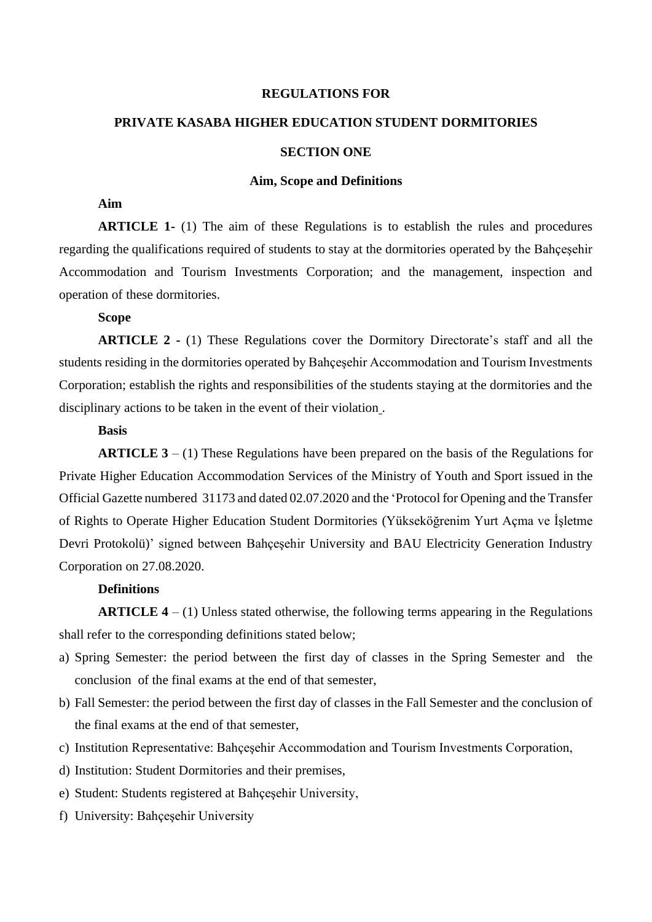# REGULATIONS FOR

# PRIVATE KASABA HIGHER EDUCATION STUDENT DORMITORIES

## SECTION ONE

### Aim, Scope and Definitions

**Aim**

**ARTICLE 1-** (1) The aim of these Regulations is to establish the rules and procedures regarding the qualifications required of students to stay at the dormitories operated by the Bahçeşehir Accommodation and Tourism Investments Corporation; and the management, inspection and operation of these dormitories.

**Scope**

**ARTICLE 2 -** (1) These Regulations cover the Dormitory Directorate's staff and all the students residing in the dormitories operated by Bahçeşehir Accommodation and Tourism Investments Corporation; establish the rights and responsibilities of the students staying at the dormitories and the disciplinary actions to be taken in the event of their violation.

**Basis**

**ARTICLE 3** – (1) These Regulations have been prepared on the basis of the Regulations for Private Higher Education Accommodation Services of the Ministry of Youth and Sport issued in the Official Gazette numbered 31173 and dated 02.07.2020 and the 'Protocol for Opening and the Transfer of Rights to Operate Higher Education Student Dormitories (Yükseköğrenim Yurt Açma ve İşletme Devri Protokolü)' signed between Bahçeşehir University and BAU Electricity Generation Industry Corporation on 27.08.2020.

**Definitions**

**ARTICLE 4** – (1) Unless stated otherwise, the following terms appearing in the Regulations shall refer to the corresponding definitions stated below;

a) Spring Semester: the period between the first day of classes in the Spring Semester and the conclusion of the final exams at the end of that semester,
b) Fall Semester: the period between the first day of classes in the Fall Semester and the conclusion of the final exams at the end of that semester,
c) Institution Representative: Bahçeşehir Accommodation and Tourism Investments Corporation,
d) Institution: Student Dormitories and their premises,
e) Student: Students registered at Bahçeşehir University,
f) University: Bahçeşehir University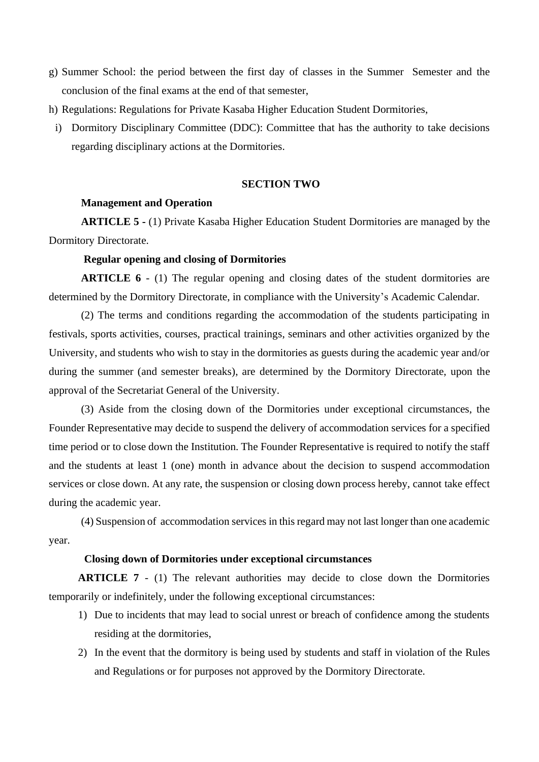g) Summer School: the period between the first day of classes in the Summer Semester and the conclusion of the final exams at the end of that semester,

h) Regulations: Regulations for Private Kasaba Higher Education Student Dormitories,

i) Dormitory Disciplinary Committee (DDC): Committee that has the authority to take decisions regarding disciplinary actions at the Dormitories.

## SECTION TWO

**Management and Operation**

**ARTICLE 5 -** (1) Private Kasaba Higher Education Student Dormitories are managed by the Dormitory Directorate.

**Regular opening and closing of Dormitories**

**ARTICLE 6** - (1) The regular opening and closing dates of the student dormitories are determined by the Dormitory Directorate, in compliance with the University's Academic Calendar.

(2) The terms and conditions regarding the accommodation of the students participating in festivals, sports activities, courses, practical trainings, seminars and other activities organized by the University, and students who wish to stay in the dormitories as guests during the academic year and/or during the summer (and semester breaks), are determined by the Dormitory Directorate, upon the approval of the Secretariat General of the University.

(3) Aside from the closing down of the Dormitories under exceptional circumstances, the Founder Representative may decide to suspend the delivery of accommodation services for a specified time period or to close down the Institution. The Founder Representative is required to notify the staff and the students at least 1 (one) month in advance about the decision to suspend accommodation services or close down. At any rate, the suspension or closing down process hereby, cannot take effect during the academic year.

(4) Suspension of accommodation services in this regard may not last longer than one academic year.

**Closing down of Dormitories under exceptional circumstances**

**ARTICLE 7** - (1) The relevant authorities may decide to close down the Dormitories temporarily or indefinitely, under the following exceptional circumstances:

1) Due to incidents that may lead to social unrest or breach of confidence among the students residing at the dormitories,
2) In the event that the dormitory is being used by students and staff in violation of the Rules and Regulations or for purposes not approved by the Dormitory Directorate.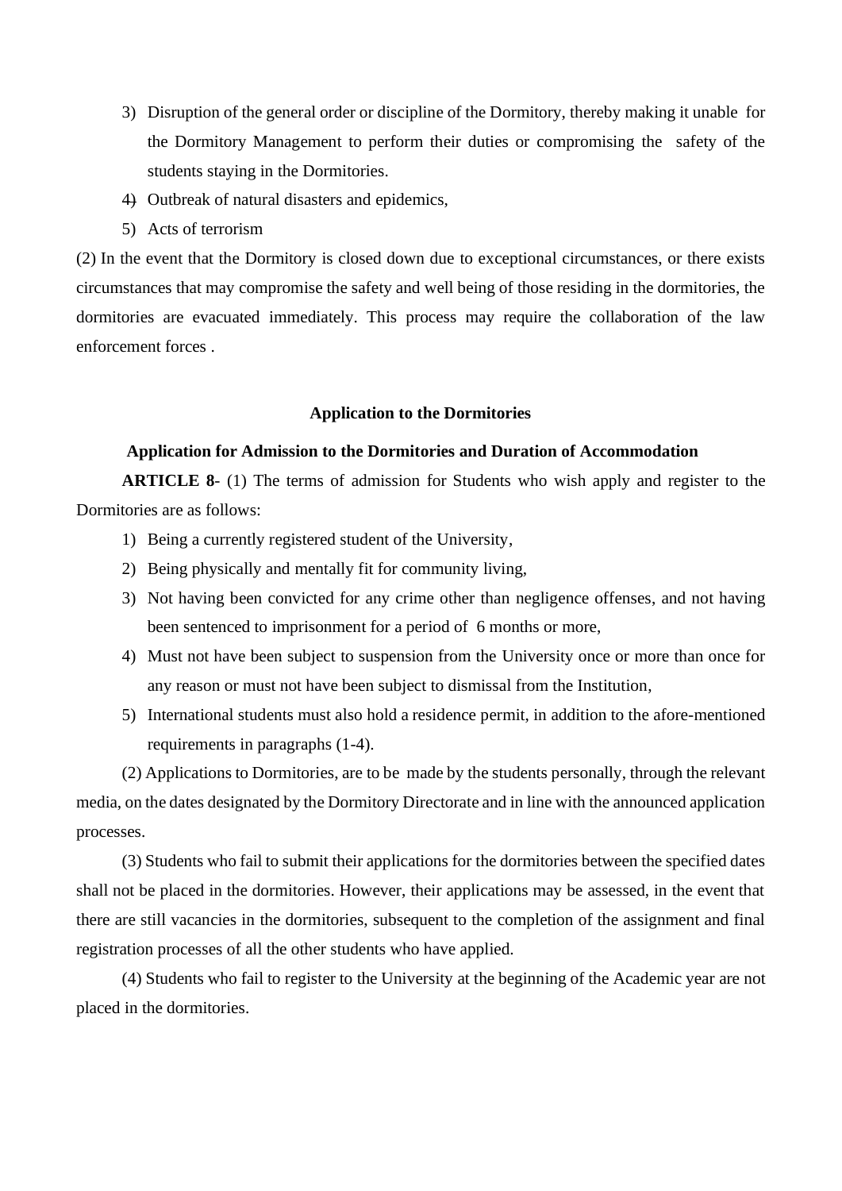3) Disruption of the general order or discipline of the Dormitory, thereby making it unable for the Dormitory Management to perform their duties or compromising the safety of the students staying in the Dormitories.
4) Outbreak of natural disasters and epidemics,
5) Acts of terrorism

(2) In the event that the Dormitory is closed down due to exceptional circumstances, or there exists circumstances that may compromise the safety and well being of those residing in the dormitories, the dormitories are evacuated immediately. This process may require the collaboration of the law enforcement forces .

## Application to the Dormitories

### Application for Admission to the Dormitories and Duration of Accommodation

**ARTICLE 8**- (1) The terms of admission for Students who wish apply and register to the Dormitories are as follows:

1) Being a currently registered student of the University,
2) Being physically and mentally fit for community living,
3) Not having been convicted for any crime other than negligence offenses, and not having been sentenced to imprisonment for a period of 6 months or more,
4) Must not have been subject to suspension from the University once or more than once for any reason or must not have been subject to dismissal from the Institution,
5) International students must also hold a residence permit, in addition to the afore-mentioned requirements in paragraphs (1-4).

(2) Applications to Dormitories, are to be made by the students personally, through the relevant media, on the dates designated by the Dormitory Directorate and in line with the announced application processes.

(3) Students who fail to submit their applications for the dormitories between the specified dates shall not be placed in the dormitories. However, their applications may be assessed, in the event that there are still vacancies in the dormitories, subsequent to the completion of the assignment and final registration processes of all the other students who have applied.

(4) Students who fail to register to the University at the beginning of the Academic year are not placed in the dormitories.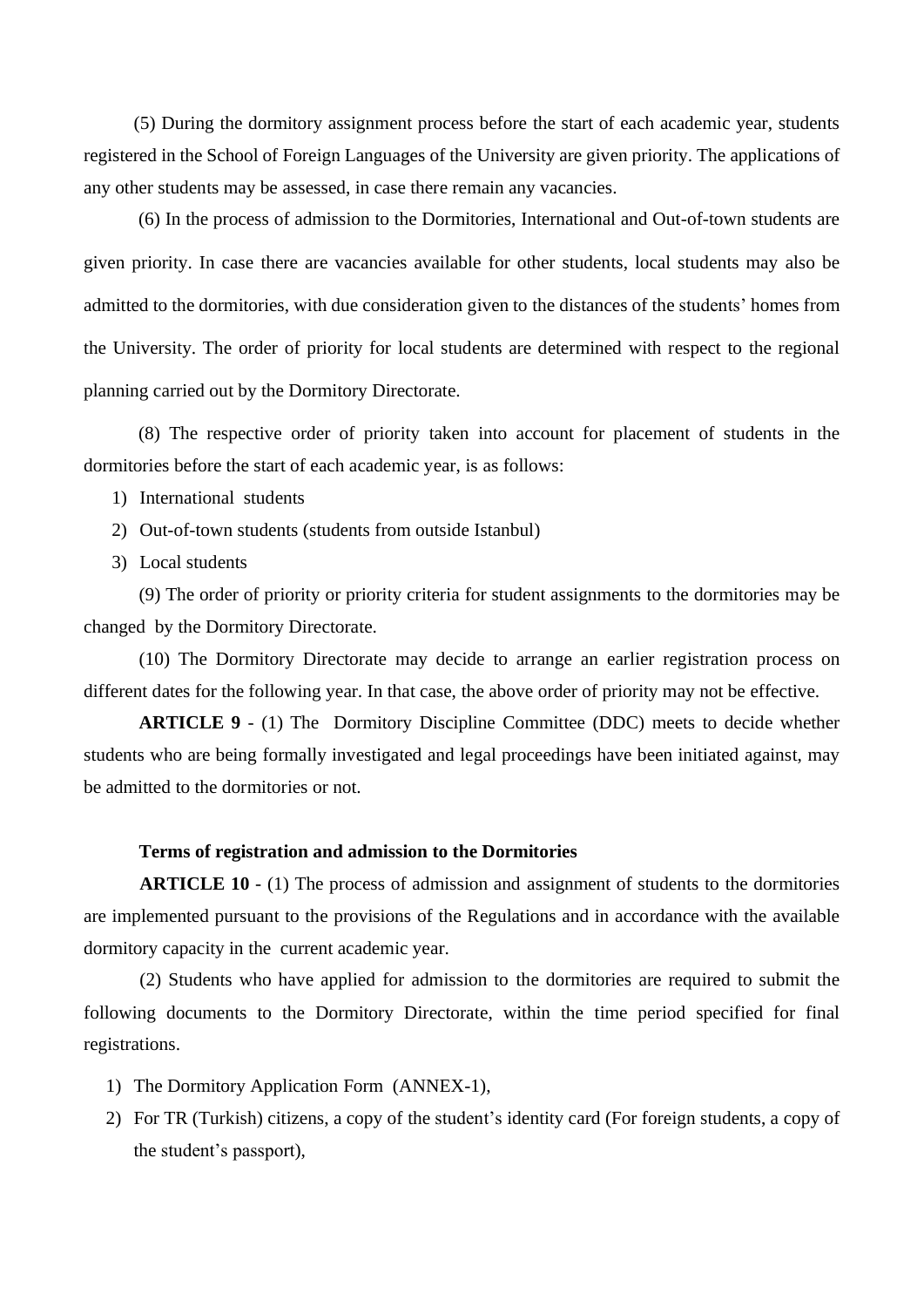(5) During the dormitory assignment process before the start of each academic year, students registered in the School of Foreign Languages of the University are given priority. The applications of any other students may be assessed, in case there remain any vacancies.

(6) In the process of admission to the Dormitories, International and Out-of-town students are given priority. In case there are vacancies available for other students, local students may also be admitted to the dormitories, with due consideration given to the distances of the students' homes from the University. The order of priority for local students are determined with respect to the regional planning carried out by the Dormitory Directorate.

(8) The respective order of priority taken into account for placement of students in the dormitories before the start of each academic year, is as follows:

1) International students
2) Out-of-town students (students from outside Istanbul)
3) Local students

(9) The order of priority or priority criteria for student assignments to the dormitories may be changed by the Dormitory Directorate.

(10) The Dormitory Directorate may decide to arrange an earlier registration process on different dates for the following year. In that case, the above order of priority may not be effective.

**ARTICLE 9** - (1) The Dormitory Discipline Committee (DDC) meets to decide whether students who are being formally investigated and legal proceedings have been initiated against, may be admitted to the dormitories or not.

**Terms of registration and admission to the Dormitories**

**ARTICLE 10** - (1) The process of admission and assignment of students to the dormitories are implemented pursuant to the provisions of the Regulations and in accordance with the available dormitory capacity in the current academic year.

(2) Students who have applied for admission to the dormitories are required to submit the following documents to the Dormitory Directorate, within the time period specified for final registrations.

1) The Dormitory Application Form (ANNEX-1),
2) For TR (Turkish) citizens, a copy of the student's identity card (For foreign students, a copy of the student's passport),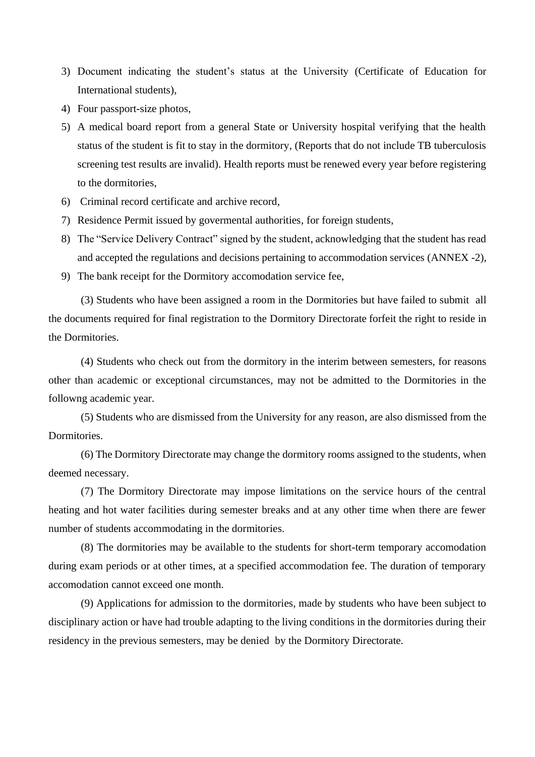3) Document indicating the student's status at the University (Certificate of Education for International students),
4) Four passport-size photos,
5) A medical board report from a general State or University hospital verifying that the health status of the student is fit to stay in the dormitory, (Reports that do not include TB tuberculosis screening test results are invalid). Health reports must be renewed every year before registering to the dormitories,
6) Criminal record certificate and archive record,
7) Residence Permit issued by govermental authorities, for foreign students,
8) The "Service Delivery Contract" signed by the student, acknowledging that the student has read and accepted the regulations and decisions pertaining to accommodation services (ANNEX -2),
9) The bank receipt for the Dormitory accomodation service fee,

(3) Students who have been assigned a room in the Dormitories but have failed to submit all the documents required for final registration to the Dormitory Directorate forfeit the right to reside in the Dormitories.

(4) Students who check out from the dormitory in the interim between semesters, for reasons other than academic or exceptional circumstances, may not be admitted to the Dormitories in the followng academic year.

(5) Students who are dismissed from the University for any reason, are also dismissed from the Dormitories.

(6) The Dormitory Directorate may change the dormitory rooms assigned to the students, when deemed necessary.

(7) The Dormitory Directorate may impose limitations on the service hours of the central heating and hot water facilities during semester breaks and at any other time when there are fewer number of students accommodating in the dormitories.

(8) The dormitories may be available to the students for short-term temporary accomodation during exam periods or at other times, at a specified accommodation fee. The duration of temporary accomodation cannot exceed one month.

(9) Applications for admission to the dormitories, made by students who have been subject to disciplinary action or have had trouble adapting to the living conditions in the dormitories during their residency in the previous semesters, may be denied by the Dormitory Directorate.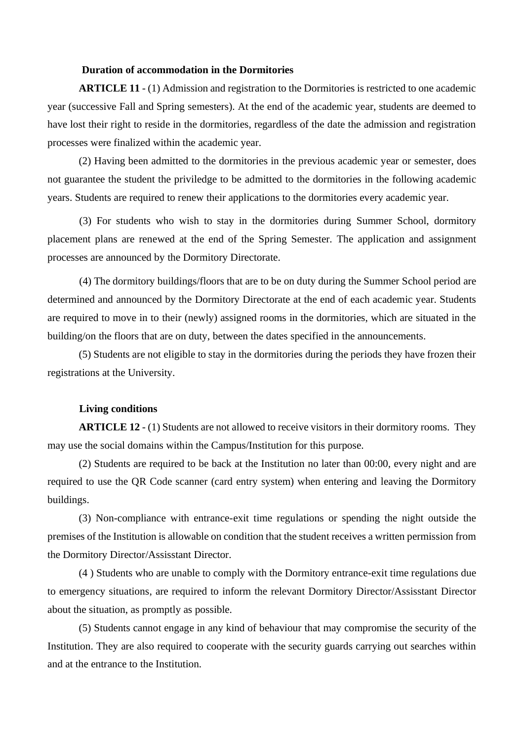**Duration of accommodation in the Dormitories**

**ARTICLE 11** - (1) Admission and registration to the Dormitories is restricted to one academic year (successive Fall and Spring semesters). At the end of the academic year, students are deemed to have lost their right to reside in the dormitories, regardless of the date the admission and registration processes were finalized within the academic year.

(2) Having been admitted to the dormitories in the previous academic year or semester, does not guarantee the student the priviledge to be admitted to the dormitories in the following academic years. Students are required to renew their applications to the dormitories every academic year.

(3) For students who wish to stay in the dormitories during Summer School, dormitory placement plans are renewed at the end of the Spring Semester. The application and assignment processes are announced by the Dormitory Directorate.

(4) The dormitory buildings/floors that are to be on duty during the Summer School period are determined and announced by the Dormitory Directorate at the end of each academic year. Students are required to move in to their (newly) assigned rooms in the dormitories, which are situated in the building/on the floors that are on duty, between the dates specified in the announcements.

(5) Students are not eligible to stay in the dormitories during the periods they have frozen their registrations at the University.

**Living conditions**

**ARTICLE 12** - (1) Students are not allowed to receive visitors in their dormitory rooms. They may use the social domains within the Campus/Institution for this purpose.

(2) Students are required to be back at the Institution no later than 00:00, every night and are required to use the QR Code scanner (card entry system) when entering and leaving the Dormitory buildings.

(3) Non-compliance with entrance-exit time regulations or spending the night outside the premises of the Institution is allowable on condition that the student receives a written permission from the Dormitory Director/Assisstant Director.

(4 ) Students who are unable to comply with the Dormitory entrance-exit time regulations due to emergency situations, are required to inform the relevant Dormitory Director/Assisstant Director about the situation, as promptly as possible.

(5) Students cannot engage in any kind of behaviour that may compromise the security of the Institution. They are also required to cooperate with the security guards carrying out searches within and at the entrance to the Institution.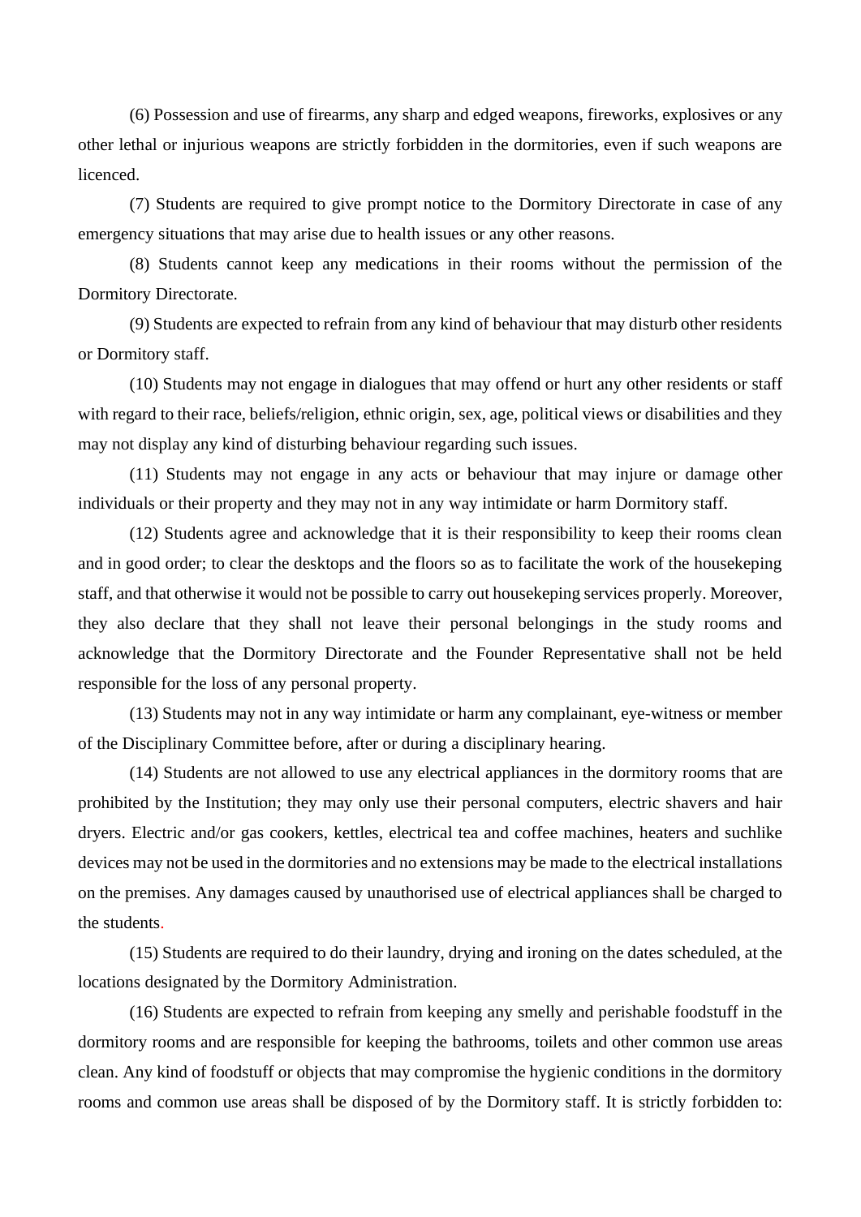(6) Possession and use of firearms, any sharp and edged weapons, fireworks, explosives or any other lethal or injurious weapons are strictly forbidden in the dormitories, even if such weapons are licenced.

(7) Students are required to give prompt notice to the Dormitory Directorate in case of any emergency situations that may arise due to health issues or any other reasons.

(8) Students cannot keep any medications in their rooms without the permission of the Dormitory Directorate.

(9) Students are expected to refrain from any kind of behaviour that may disturb other residents or Dormitory staff.

(10) Students may not engage in dialogues that may offend or hurt any other residents or staff with regard to their race, beliefs/religion, ethnic origin, sex, age, political views or disabilities and they may not display any kind of disturbing behaviour regarding such issues.

(11) Students may not engage in any acts or behaviour that may injure or damage other individuals or their property and they may not in any way intimidate or harm Dormitory staff.

(12) Students agree and acknowledge that it is their responsibility to keep their rooms clean and in good order; to clear the desktops and the floors so as to facilitate the work of the housekeping staff, and that otherwise it would not be possible to carry out housekeping services properly. Moreover, they also declare that they shall not leave their personal belongings in the study rooms and acknowledge that the Dormitory Directorate and the Founder Representative shall not be held responsible for the loss of any personal property.

(13) Students may not in any way intimidate or harm any complainant, eye-witness or member of the Disciplinary Committee before, after or during a disciplinary hearing.

(14) Students are not allowed to use any electrical appliances in the dormitory rooms that are prohibited by the Institution; they may only use their personal computers, electric shavers and hair dryers. Electric and/or gas cookers, kettles, electrical tea and coffee machines, heaters and suchlike devices may not be used in the dormitories and no extensions may be made to the electrical installations on the premises. Any damages caused by unauthorised use of electrical appliances shall be charged to the students.

(15) Students are required to do their laundry, drying and ironing on the dates scheduled, at the locations designated by the Dormitory Administration.

(16) Students are expected to refrain from keeping any smelly and perishable foodstuff in the dormitory rooms and are responsible for keeping the bathrooms, toilets and other common use areas clean. Any kind of foodstuff or objects that may compromise the hygienic conditions in the dormitory rooms and common use areas shall be disposed of by the Dormitory staff. It is strictly forbidden to: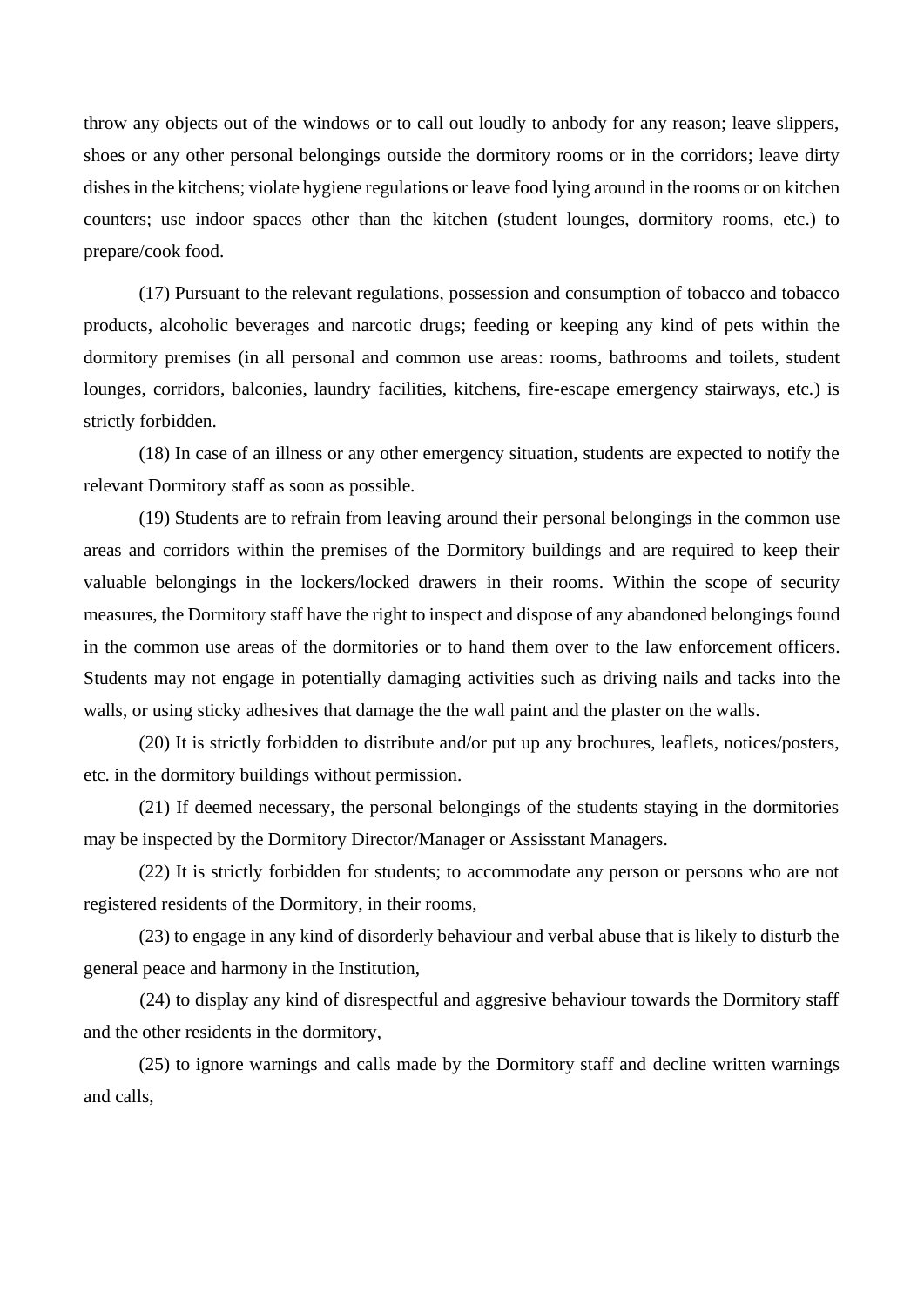throw any objects out of the windows or to call out loudly to anbody for any reason; leave slippers, shoes or any other personal belongings outside the dormitory rooms or in the corridors; leave dirty dishes in the kitchens; violate hygiene regulations or leave food lying around in the rooms or on kitchen counters; use indoor spaces other than the kitchen (student lounges, dormitory rooms, etc.) to prepare/cook food.

(17) Pursuant to the relevant regulations, possession and consumption of tobacco and tobacco products, alcoholic beverages and narcotic drugs; feeding or keeping any kind of pets within the dormitory premises (in all personal and common use areas: rooms, bathrooms and toilets, student lounges, corridors, balconies, laundry facilities, kitchens, fire-escape emergency stairways, etc.) is strictly forbidden.

(18) In case of an illness or any other emergency situation, students are expected to notify the relevant Dormitory staff as soon as possible.

(19) Students are to refrain from leaving around their personal belongings in the common use areas and corridors within the premises of the Dormitory buildings and are required to keep their valuable belongings in the lockers/locked drawers in their rooms. Within the scope of security measures, the Dormitory staff have the right to inspect and dispose of any abandoned belongings found in the common use areas of the dormitories or to hand them over to the law enforcement officers. Students may not engage in potentially damaging activities such as driving nails and tacks into the walls, or using sticky adhesives that damage the the wall paint and the plaster on the walls.

(20) It is strictly forbidden to distribute and/or put up any brochures, leaflets, notices/posters, etc. in the dormitory buildings without permission.

(21) If deemed necessary, the personal belongings of the students staying in the dormitories may be inspected by the Dormitory Director/Manager or Assisstant Managers.

(22) It is strictly forbidden for students; to accommodate any person or persons who are not registered residents of the Dormitory, in their rooms,

(23) to engage in any kind of disorderly behaviour and verbal abuse that is likely to disturb the general peace and harmony in the Institution,

(24) to display any kind of disrespectful and aggresive behaviour towards the Dormitory staff and the other residents in the dormitory,

(25) to ignore warnings and calls made by the Dormitory staff and decline written warnings and calls,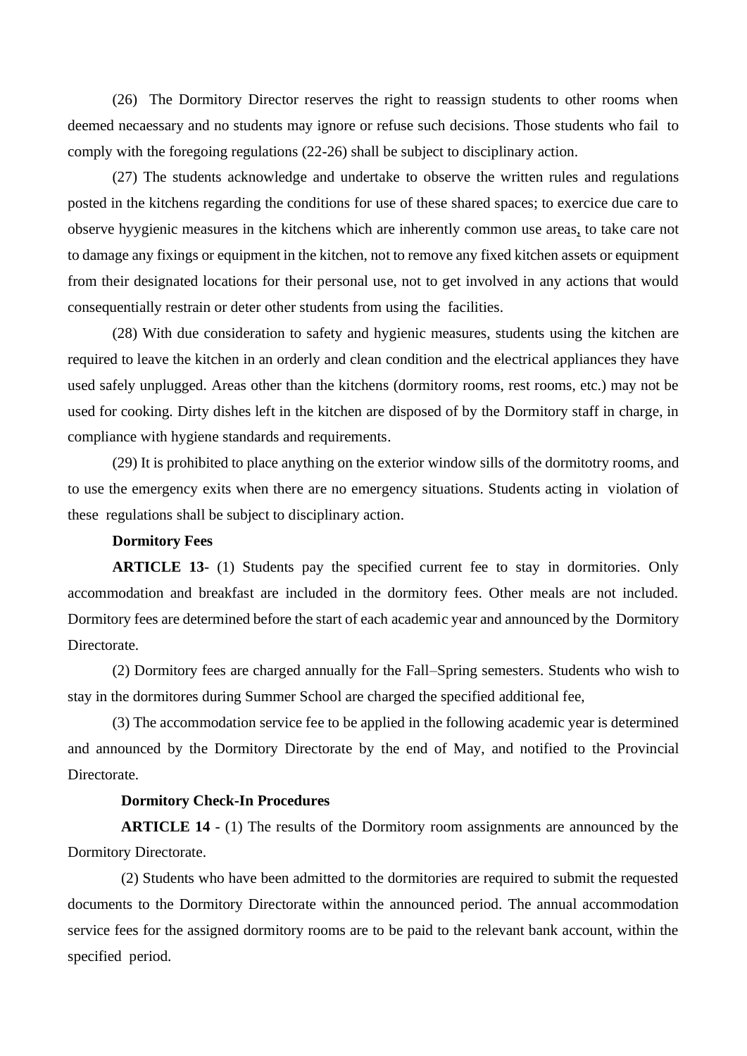(26) The Dormitory Director reserves the right to reassign students to other rooms when deemed necaessary and no students may ignore or refuse such decisions. Those students who fail to comply with the foregoing regulations (22-26) shall be subject to disciplinary action.

(27) The students acknowledge and undertake to observe the written rules and regulations posted in the kitchens regarding the conditions for use of these shared spaces; to exercice due care to observe hyygienic measures in the kitchens which are inherently common use areas, to take care not to damage any fixings or equipment in the kitchen, not to remove any fixed kitchen assets or equipment from their designated locations for their personal use, not to get involved in any actions that would consequentially restrain or deter other students from using the facilities.

(28) With due consideration to safety and hygienic measures, students using the kitchen are required to leave the kitchen in an orderly and clean condition and the electrical appliances they have used safely unplugged. Areas other than the kitchens (dormitory rooms, rest rooms, etc.) may not be used for cooking. Dirty dishes left in the kitchen are disposed of by the Dormitory staff in charge, in compliance with hygiene standards and requirements.

(29) It is prohibited to place anything on the exterior window sills of the dormitotry rooms, and to use the emergency exits when there are no emergency situations. Students acting in violation of these regulations shall be subject to disciplinary action.

**Dormitory Fees**

**ARTICLE 13**- (1) Students pay the specified current fee to stay in dormitories. Only accommodation and breakfast are included in the dormitory fees. Other meals are not included. Dormitory fees are determined before the start of each academic year and announced by the Dormitory Directorate.

(2) Dormitory fees are charged annually for the Fall–Spring semesters. Students who wish to stay in the dormitores during Summer School are charged the specified additional fee,

(3) The accommodation service fee to be applied in the following academic year is determined and announced by the Dormitory Directorate by the end of May, and notified to the Provincial Directorate.

**Dormitory Check-In Procedures**

**ARTICLE 14** - (1) The results of the Dormitory room assignments are announced by the Dormitory Directorate.

(2) Students who have been admitted to the dormitories are required to submit the requested documents to the Dormitory Directorate within the announced period. The annual accommodation service fees for the assigned dormitory rooms are to be paid to the relevant bank account, within the specified period.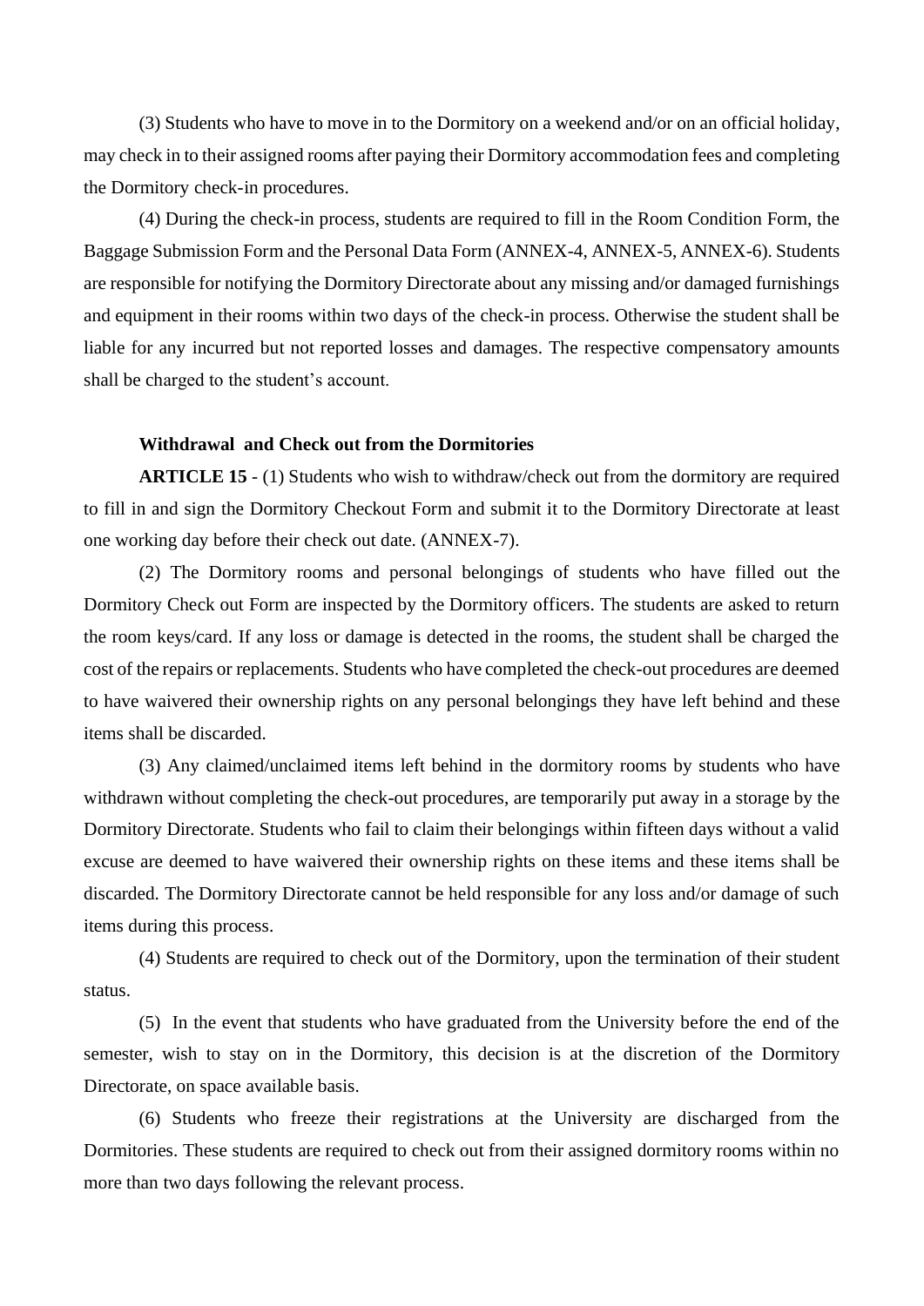(3) Students who have to move in to the Dormitory on a weekend and/or on an official holiday, may check in to their assigned rooms after paying their Dormitory accommodation fees and completing the Dormitory check-in procedures.

(4) During the check-in process, students are required to fill in the Room Condition Form, the Baggage Submission Form and the Personal Data Form (ANNEX-4, ANNEX-5, ANNEX-6). Students are responsible for notifying the Dormitory Directorate about any missing and/or damaged furnishings and equipment in their rooms within two days of the check-in process. Otherwise the student shall be liable for any incurred but not reported losses and damages. The respective compensatory amounts shall be charged to the student's account.

**Withdrawal and Check out from the Dormitories**

**ARTICLE 15 -** (1) Students who wish to withdraw/check out from the dormitory are required to fill in and sign the Dormitory Checkout Form and submit it to the Dormitory Directorate at least one working day before their check out date. (ANNEX-7).

(2) The Dormitory rooms and personal belongings of students who have filled out the Dormitory Check out Form are inspected by the Dormitory officers. The students are asked to return the room keys/card. If any loss or damage is detected in the rooms, the student shall be charged the cost of the repairs or replacements. Students who have completed the check-out procedures are deemed to have waivered their ownership rights on any personal belongings they have left behind and these items shall be discarded.

(3) Any claimed/unclaimed items left behind in the dormitory rooms by students who have withdrawn without completing the check-out procedures, are temporarily put away in a storage by the Dormitory Directorate. Students who fail to claim their belongings within fifteen days without a valid excuse are deemed to have waivered their ownership rights on these items and these items shall be discarded. The Dormitory Directorate cannot be held responsible for any loss and/or damage of such items during this process.

(4) Students are required to check out of the Dormitory, upon the termination of their student status.

(5) In the event that students who have graduated from the University before the end of the semester, wish to stay on in the Dormitory, this decision is at the discretion of the Dormitory Directorate, on space available basis.

(6) Students who freeze their registrations at the University are discharged from the Dormitories. These students are required to check out from their assigned dormitory rooms within no more than two days following the relevant process.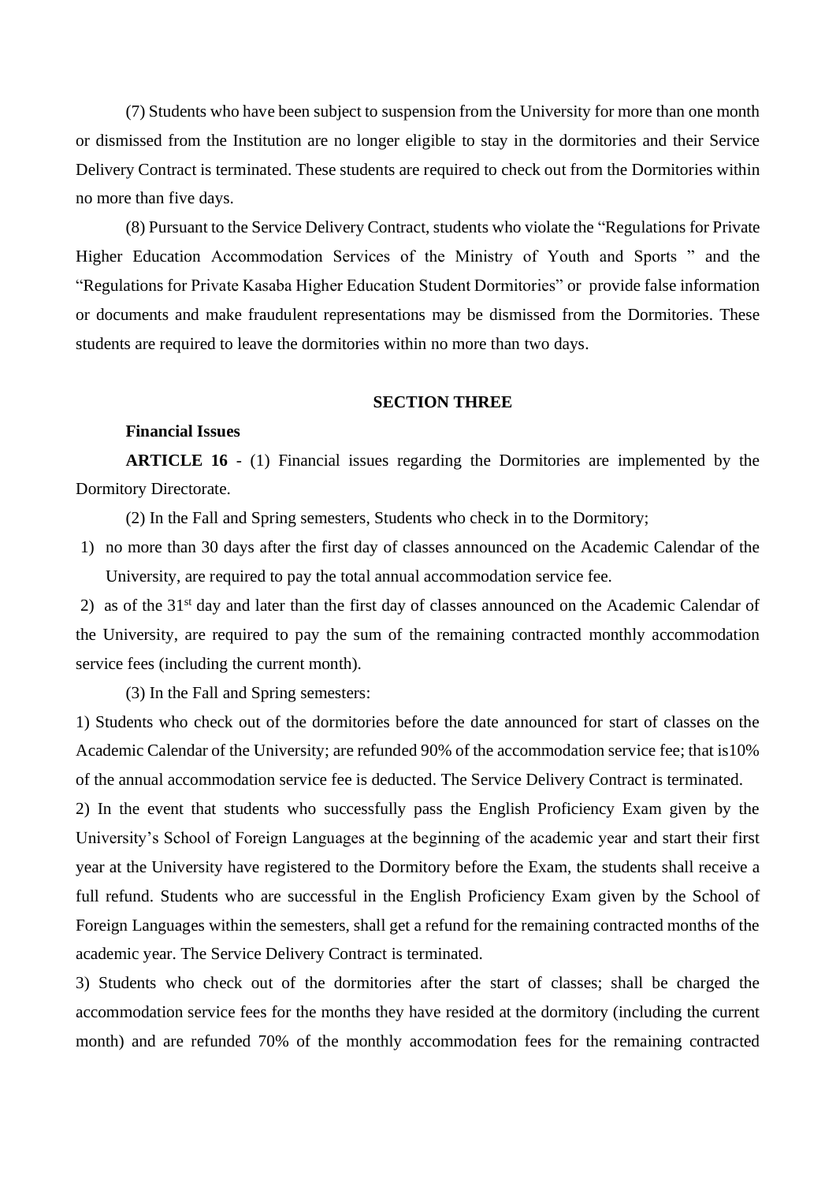(7) Students who have been subject to suspension from the University for more than one month or dismissed from the Institution are no longer eligible to stay in the dormitories and their Service Delivery Contract is terminated. These students are required to check out from the Dormitories within no more than five days.

(8) Pursuant to the Service Delivery Contract, students who violate the "Regulations for Private Higher Education Accommodation Services of the Ministry of Youth and Sports " and the "Regulations for Private Kasaba Higher Education Student Dormitories" or provide false information or documents and make fraudulent representations may be dismissed from the Dormitories. These students are required to leave the dormitories within no more than two days.

## SECTION THREE

**Financial Issues**

**ARTICLE 16** - (1) Financial issues regarding the Dormitories are implemented by the Dormitory Directorate.

(2) In the Fall and Spring semesters, Students who check in to the Dormitory;

1) no more than 30 days after the first day of classes announced on the Academic Calendar of the University, are required to pay the total annual accommodation service fee.

2) as of the 31st day and later than the first day of classes announced on the Academic Calendar of the University, are required to pay the sum of the remaining contracted monthly accommodation service fees (including the current month).

(3) In the Fall and Spring semesters:

1) Students who check out of the dormitories before the date announced for start of classes on the Academic Calendar of the University; are refunded 90% of the accommodation service fee; that is10% of the annual accommodation service fee is deducted. The Service Delivery Contract is terminated.

2) In the event that students who successfully pass the English Proficiency Exam given by the University's School of Foreign Languages at the beginning of the academic year and start their first year at the University have registered to the Dormitory before the Exam, the students shall receive a full refund. Students who are successful in the English Proficiency Exam given by the School of Foreign Languages within the semesters, shall get a refund for the remaining contracted months of the academic year. The Service Delivery Contract is terminated.

3) Students who check out of the dormitories after the start of classes; shall be charged the accommodation service fees for the months they have resided at the dormitory (including the current month) and are refunded 70% of the monthly accommodation fees for the remaining contracted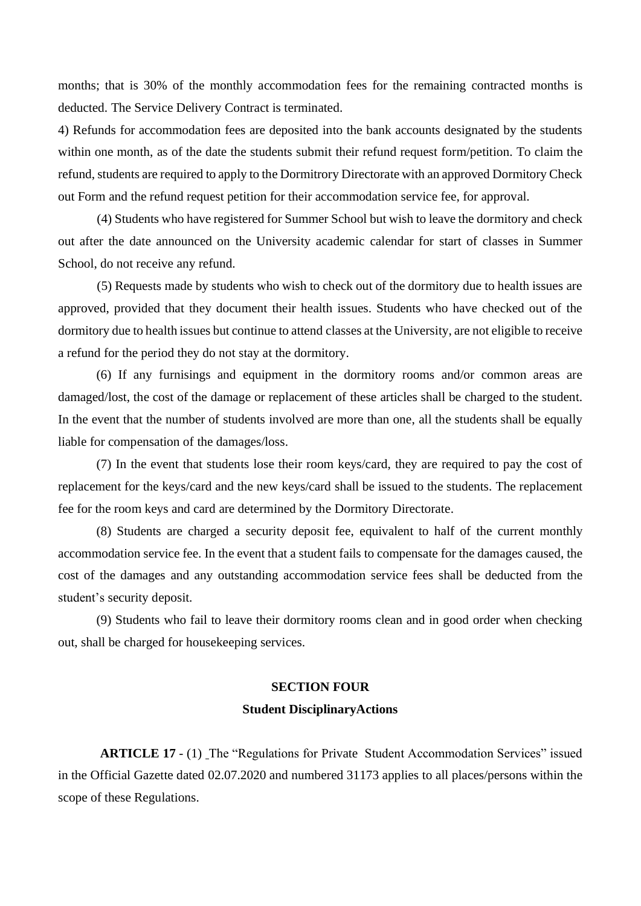months; that is 30% of the monthly accommodation fees for the remaining contracted months is deducted. The Service Delivery Contract is terminated.

4) Refunds for accommodation fees are deposited into the bank accounts designated by the students within one month, as of the date the students submit their refund request form/petition. To claim the refund, students are required to apply to the Dormitrory Directorate with an approved Dormitory Check out Form and the refund request petition for their accommodation service fee, for approval.

(4) Students who have registered for Summer School but wish to leave the dormitory and check out after the date announced on the University academic calendar for start of classes in Summer School, do not receive any refund.

(5) Requests made by students who wish to check out of the dormitory due to health issues are approved, provided that they document their health issues. Students who have checked out of the dormitory due to health issues but continue to attend classes at the University, are not eligible to receive a refund for the period they do not stay at the dormitory.

(6) If any furnisings and equipment in the dormitory rooms and/or common areas are damaged/lost, the cost of the damage or replacement of these articles shall be charged to the student. In the event that the number of students involved are more than one, all the students shall be equally liable for compensation of the damages/loss.

(7) In the event that students lose their room keys/card, they are required to pay the cost of replacement for the keys/card and the new keys/card shall be issued to the students. The replacement fee for the room keys and card are determined by the Dormitory Directorate.

(8) Students are charged a security deposit fee, equivalent to half of the current monthly accommodation service fee. In the event that a student fails to compensate for the damages caused, the cost of the damages and any outstanding accommodation service fees shall be deducted from the student's security deposit.

(9) Students who fail to leave their dormitory rooms clean and in good order when checking out, shall be charged for housekeeping services.

## SECTION FOUR
## Student DisciplinaryActions

**ARTICLE 17** - (1) The "Regulations for Private Student Accommodation Services" issued in the Official Gazette dated 02.07.2020 and numbered 31173 applies to all places/persons within the scope of these Regulations.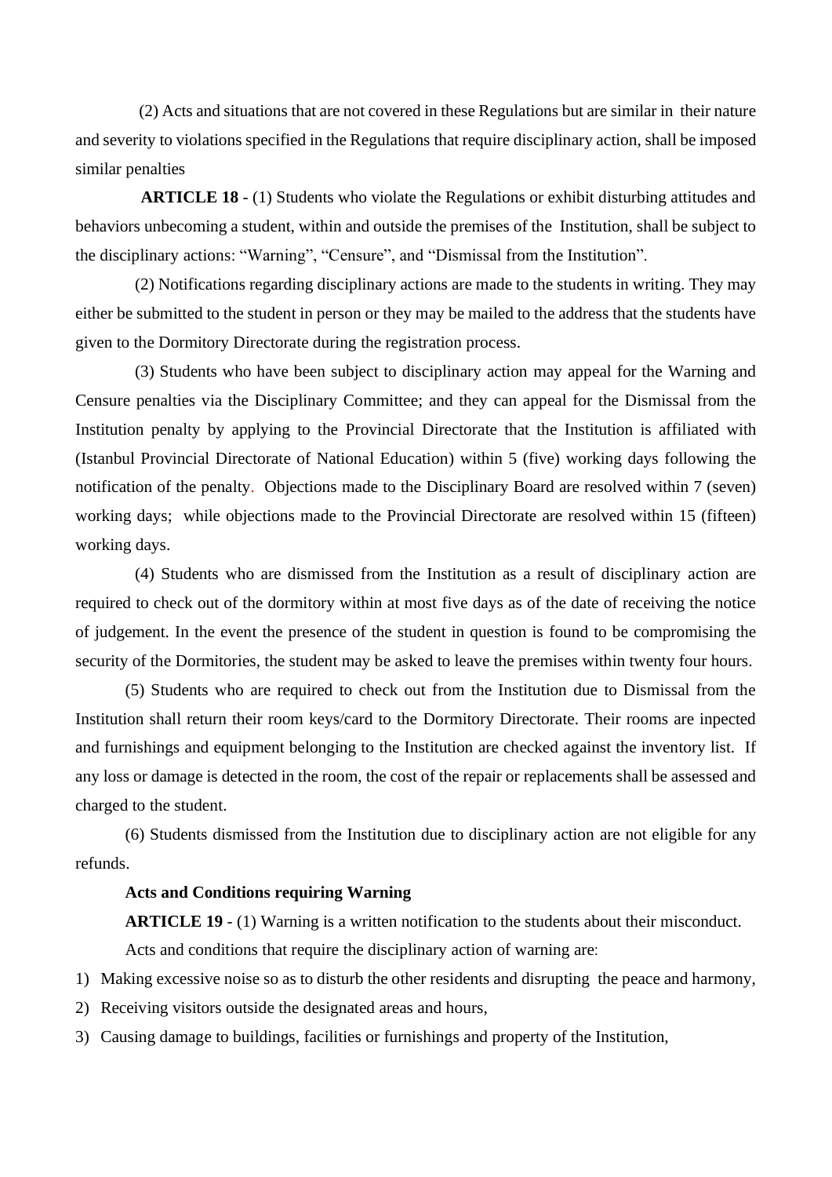(2) Acts and situations that are not covered in these Regulations but are similar in their nature and severity to violations specified in the Regulations that require disciplinary action, shall be imposed similar penalties

**ARTICLE 18** - (1) Students who violate the Regulations or exhibit disturbing attitudes and behaviors unbecoming a student, within and outside the premises of the Institution, shall be subject to the disciplinary actions: “Warning”, “Censure”, and “Dismissal from the Institution”.

(2) Notifications regarding disciplinary actions are made to the students in writing. They may either be submitted to the student in person or they may be mailed to the address that the students have given to the Dormitory Directorate during the registration process.

(3) Students who have been subject to disciplinary action may appeal for the Warning and Censure penalties via the Disciplinary Committee; and they can appeal for the Dismissal from the Institution penalty by applying to the Provincial Directorate that the Institution is affiliated with (Istanbul Provincial Directorate of National Education) within 5 (five) working days following the notification of the penalty. Objections made to the Disciplinary Board are resolved within 7 (seven) working days; while objections made to the Provincial Directorate are resolved within 15 (fifteen) working days.

(4) Students who are dismissed from the Institution as a result of disciplinary action are required to check out of the dormitory within at most five days as of the date of receiving the notice of judgement. In the event the presence of the student in question is found to be compromising the security of the Dormitories, the student may be asked to leave the premises within twenty four hours.

(5) Students who are required to check out from the Institution due to Dismissal from the Institution shall return their room keys/card to the Dormitory Directorate. Their rooms are inpected and furnishings and equipment belonging to the Institution are checked against the inventory list. If any loss or damage is detected in the room, the cost of the repair or replacements shall be assessed and charged to the student.

(6) Students dismissed from the Institution due to disciplinary action are not eligible for any refunds.

**Acts and Conditions requiring Warning**

**ARTICLE 19** - (1) Warning is a written notification to the students about their misconduct.

Acts and conditions that require the disciplinary action of warning are:

1) Making excessive noise so as to disturb the other residents and disrupting the peace and harmony,
2) Receiving visitors outside the designated areas and hours,
3) Causing damage to buildings, facilities or furnishings and property of the Institution,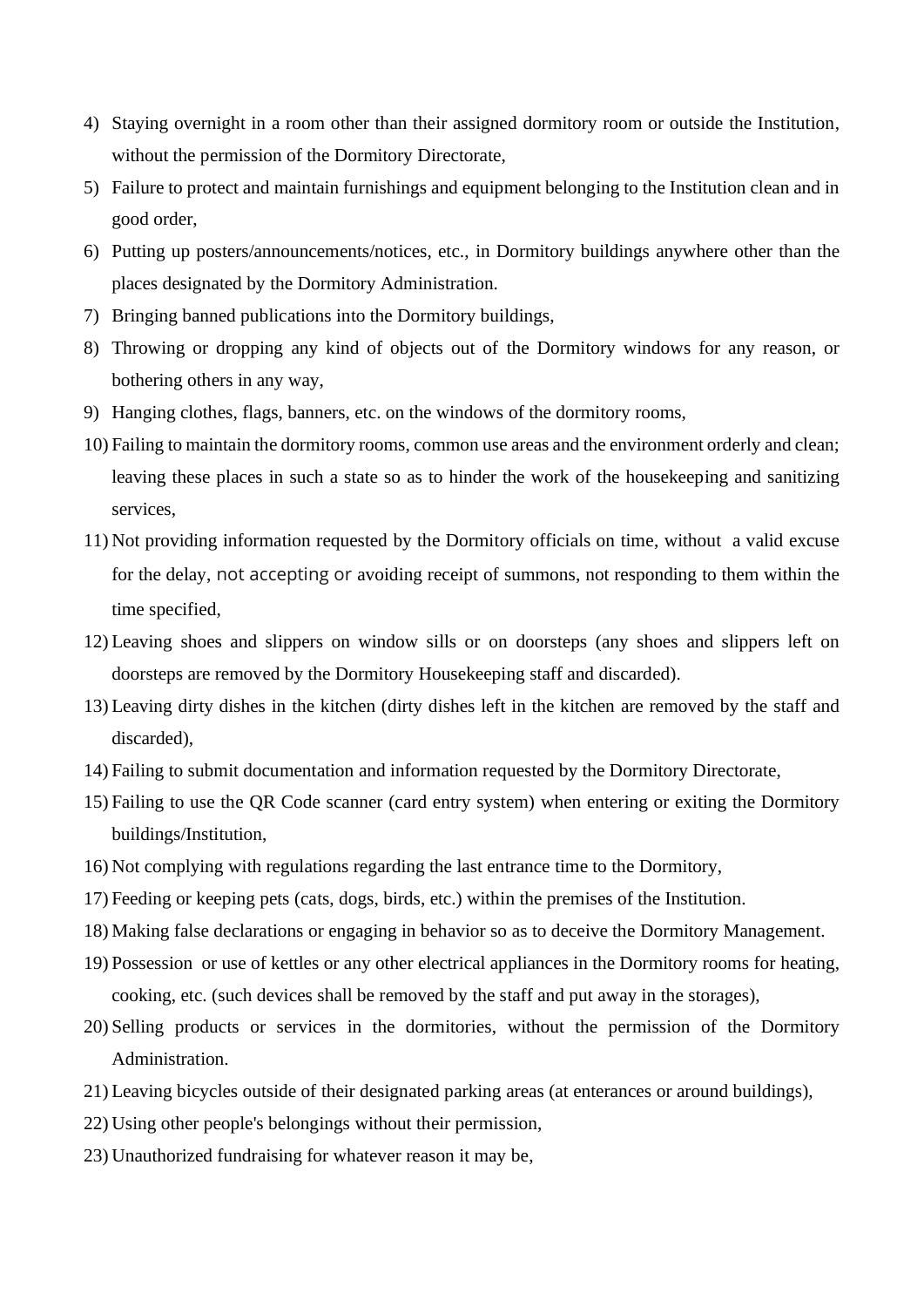4) Staying overnight in a room other than their assigned dormitory room or outside the Institution, without the permission of the Dormitory Directorate,
5) Failure to protect and maintain furnishings and equipment belonging to the Institution clean and in good order,
6) Putting up posters/announcements/notices, etc., in Dormitory buildings anywhere other than the places designated by the Dormitory Administration.
7) Bringing banned publications into the Dormitory buildings,
8) Throwing or dropping any kind of objects out of the Dormitory windows for any reason, or bothering others in any way,
9) Hanging clothes, flags, banners, etc. on the windows of the dormitory rooms,
10) Failing to maintain the dormitory rooms, common use areas and the environment orderly and clean; leaving these places in such a state so as to hinder the work of the housekeeping and sanitizing services,
11) Not providing information requested by the Dormitory officials on time, without a valid excuse for the delay, not accepting or avoiding receipt of summons, not responding to them within the time specified,
12) Leaving shoes and slippers on window sills or on doorsteps (any shoes and slippers left on doorsteps are removed by the Dormitory Housekeeping staff and discarded).
13) Leaving dirty dishes in the kitchen (dirty dishes left in the kitchen are removed by the staff and discarded),
14) Failing to submit documentation and information requested by the Dormitory Directorate,
15) Failing to use the QR Code scanner (card entry system) when entering or exiting the Dormitory buildings/Institution,
16) Not complying with regulations regarding the last entrance time to the Dormitory,
17) Feeding or keeping pets (cats, dogs, birds, etc.) within the premises of the Institution.
18) Making false declarations or engaging in behavior so as to deceive the Dormitory Management.
19) Possession or use of kettles or any other electrical appliances in the Dormitory rooms for heating, cooking, etc. (such devices shall be removed by the staff and put away in the storages),
20) Selling products or services in the dormitories, without the permission of the Dormitory Administration.
21) Leaving bicycles outside of their designated parking areas (at enterances or around buildings),
22) Using other people's belongings without their permission,
23) Unauthorized fundraising for whatever reason it may be,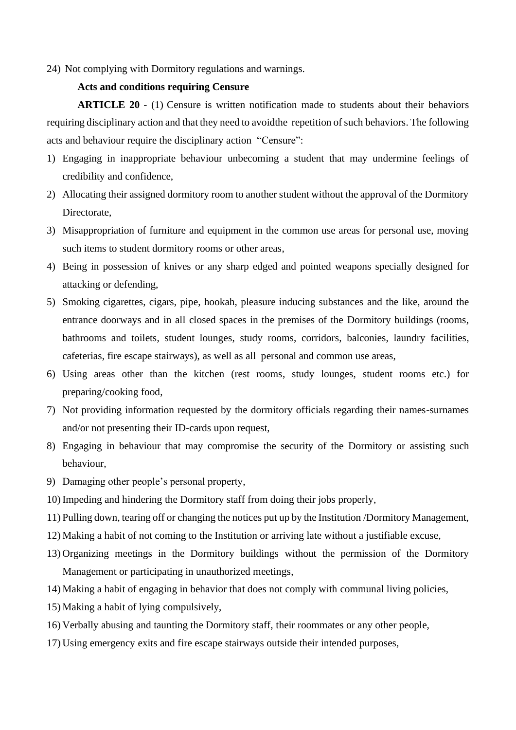24) Not complying with Dormitory regulations and warnings.

**Acts and conditions requiring Censure**

**ARTICLE 20** - (1) Censure is written notification made to students about their behaviors requiring disciplinary action and that they need to avoidthe repetition of such behaviors. The following acts and behaviour require the disciplinary action "Censure":

1) Engaging in inappropriate behaviour unbecoming a student that may undermine feelings of credibility and confidence,
2) Allocating their assigned dormitory room to another student without the approval of the Dormitory Directorate,
3) Misappropriation of furniture and equipment in the common use areas for personal use, moving such items to student dormitory rooms or other areas,
4) Being in possession of knives or any sharp edged and pointed weapons specially designed for attacking or defending,
5) Smoking cigarettes, cigars, pipe, hookah, pleasure inducing substances and the like, around the entrance doorways and in all closed spaces in the premises of the Dormitory buildings (rooms, bathrooms and toilets, student lounges, study rooms, corridors, balconies, laundry facilities, cafeterias, fire escape stairways), as well as all personal and common use areas,
6) Using areas other than the kitchen (rest rooms, study lounges, student rooms etc.) for preparing/cooking food,
7) Not providing information requested by the dormitory officials regarding their names-surnames and/or not presenting their ID-cards upon request,
8) Engaging in behaviour that may compromise the security of the Dormitory or assisting such behaviour,
9) Damaging other people's personal property,
10) Impeding and hindering the Dormitory staff from doing their jobs properly,
11) Pulling down, tearing off or changing the notices put up by the Institution /Dormitory Management,
12) Making a habit of not coming to the Institution or arriving late without a justifiable excuse,
13) Organizing meetings in the Dormitory buildings without the permission of the Dormitory Management or participating in unauthorized meetings,
14) Making a habit of engaging in behavior that does not comply with communal living policies,
15) Making a habit of lying compulsively,
16) Verbally abusing and taunting the Dormitory staff, their roommates or any other people,
17) Using emergency exits and fire escape stairways outside their intended purposes,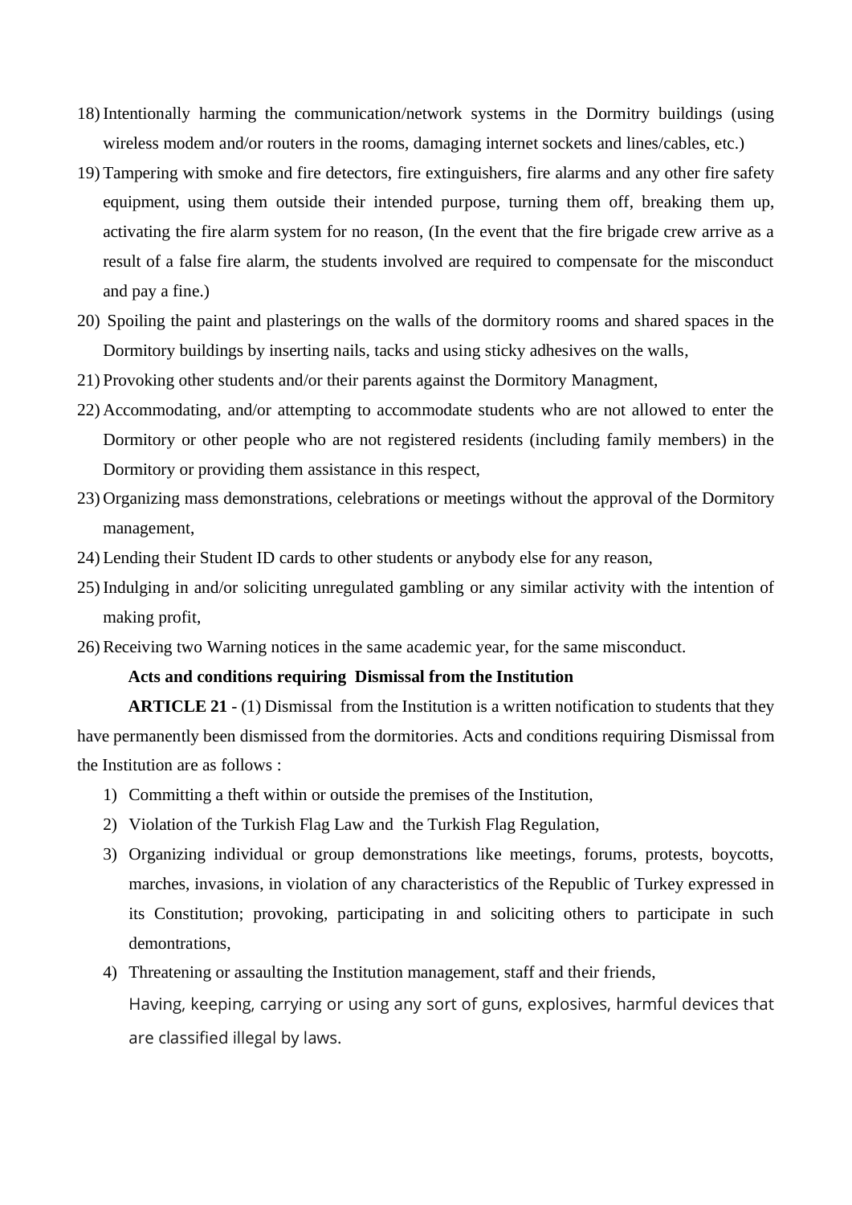18) Intentionally harming the communication/network systems in the Dormitry buildings (using wireless modem and/or routers in the rooms, damaging internet sockets and lines/cables, etc.)
19) Tampering with smoke and fire detectors, fire extinguishers, fire alarms and any other fire safety equipment, using them outside their intended purpose, turning them off, breaking them up, activating the fire alarm system for no reason, (In the event that the fire brigade crew arrive as a result of a false fire alarm, the students involved are required to compensate for the misconduct and pay a fine.)
20) Spoiling the paint and plasterings on the walls of the dormitory rooms and shared spaces in the Dormitory buildings by inserting nails, tacks and using sticky adhesives on the walls,
21) Provoking other students and/or their parents against the Dormitory Managment,
22) Accommodating, and/or attempting to accommodate students who are not allowed to enter the Dormitory or other people who are not registered residents (including family members) in the Dormitory or providing them assistance in this respect,
23) Organizing mass demonstrations, celebrations or meetings without the approval of the Dormitory management,
24) Lending their Student ID cards to other students or anybody else for any reason,
25) Indulging in and/or soliciting unregulated gambling or any similar activity with the intention of making profit,
26) Receiving two Warning notices in the same academic year, for the same misconduct.

**Acts and conditions requiring Dismissal from the Institution**

**ARTICLE 21** - (1) Dismissal from the Institution is a written notification to students that they have permanently been dismissed from the dormitories. Acts and conditions requiring Dismissal from the Institution are as follows :

1) Committing a theft within or outside the premises of the Institution,
2) Violation of the Turkish Flag Law and the Turkish Flag Regulation,
3) Organizing individual or group demonstrations like meetings, forums, protests, boycotts, marches, invasions, in violation of any characteristics of the Republic of Turkey expressed in its Constitution; provoking, participating in and soliciting others to participate in such demontrations,
4) Threatening or assaulting the Institution management, staff and their friends,

   Having, keeping, carrying or using any sort of guns, explosives, harmful devices that are classified illegal by laws.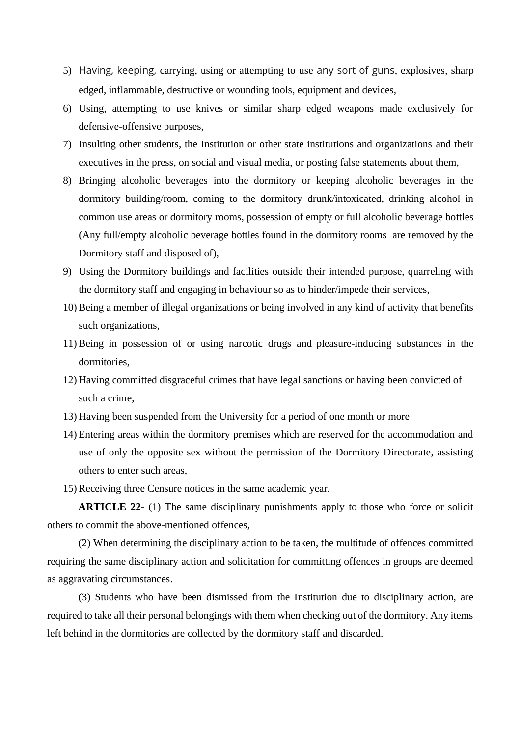5) Having, keeping, carrying, using or attempting to use any sort of guns, explosives, sharp edged, inflammable, destructive or wounding tools, equipment and devices,
6) Using, attempting to use knives or similar sharp edged weapons made exclusively for defensive-offensive purposes,
7) Insulting other students, the Institution or other state institutions and organizations and their executives in the press, on social and visual media, or posting false statements about them,
8) Bringing alcoholic beverages into the dormitory or keeping alcoholic beverages in the dormitory building/room, coming to the dormitory drunk/intoxicated, drinking alcohol in common use areas or dormitory rooms, possession of empty or full alcoholic beverage bottles (Any full/empty alcoholic beverage bottles found in the dormitory rooms are removed by the Dormitory staff and disposed of),
9) Using the Dormitory buildings and facilities outside their intended purpose, quarreling with the dormitory staff and engaging in behaviour so as to hinder/impede their services,
10) Being a member of illegal organizations or being involved in any kind of activity that benefits such organizations,
11) Being in possession of or using narcotic drugs and pleasure-inducing substances in the dormitories,
12) Having committed disgraceful crimes that have legal sanctions or having been convicted of such a crime,
13) Having been suspended from the University for a period of one month or more
14) Entering areas within the dormitory premises which are reserved for the accommodation and use of only the opposite sex without the permission of the Dormitory Directorate, assisting others to enter such areas,
15) Receiving three Censure notices in the same academic year.

**ARTICLE 22**- (1) The same disciplinary punishments apply to those who force or solicit others to commit the above-mentioned offences,

(2) When determining the disciplinary action to be taken, the multitude of offences committed requiring the same disciplinary action and solicitation for committing offences in groups are deemed as aggravating circumstances.

(3) Students who have been dismissed from the Institution due to disciplinary action, are required to take all their personal belongings with them when checking out of the dormitory. Any items left behind in the dormitories are collected by the dormitory staff and discarded.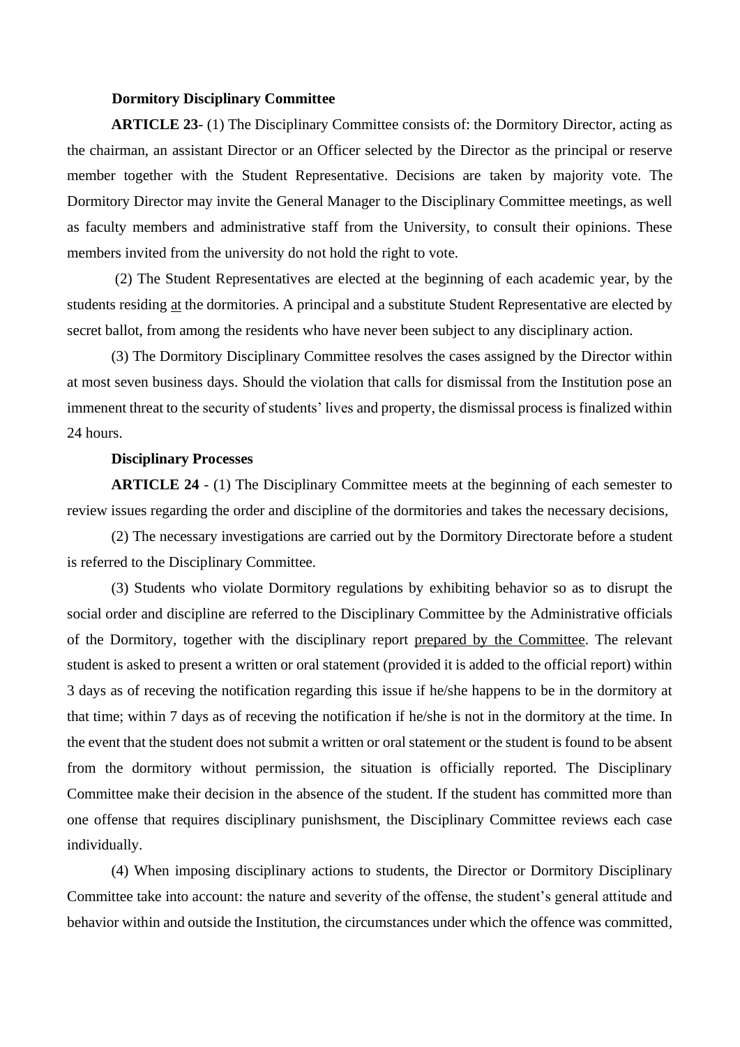**Dormitory Disciplinary Committee**

**ARTICLE 23**- (1) The Disciplinary Committee consists of: the Dormitory Director, acting as the chairman, an assistant Director or an Officer selected by the Director as the principal or reserve member together with the Student Representative. Decisions are taken by majority vote. The Dormitory Director may invite the General Manager to the Disciplinary Committee meetings, as well as faculty members and administrative staff from the University, to consult their opinions. These members invited from the university do not hold the right to vote.

(2) The Student Representatives are elected at the beginning of each academic year, by the students residing at the dormitories. A principal and a substitute Student Representative are elected by secret ballot, from among the residents who have never been subject to any disciplinary action.

(3) The Dormitory Disciplinary Committee resolves the cases assigned by the Director within at most seven business days. Should the violation that calls for dismissal from the Institution pose an immenent threat to the security of students' lives and property, the dismissal process is finalized within 24 hours.

**Disciplinary Processes**

**ARTICLE 24** - (1) The Disciplinary Committee meets at the beginning of each semester to review issues regarding the order and discipline of the dormitories and takes the necessary decisions,

(2) The necessary investigations are carried out by the Dormitory Directorate before a student is referred to the Disciplinary Committee.

(3) Students who violate Dormitory regulations by exhibiting behavior so as to disrupt the social order and discipline are referred to the Disciplinary Committee by the Administrative officials of the Dormitory, together with the disciplinary report prepared by the Committee. The relevant student is asked to present a written or oral statement (provided it is added to the official report) within 3 days as of receving the notification regarding this issue if he/she happens to be in the dormitory at that time; within 7 days as of receving the notification if he/she is not in the dormitory at the time. In the event that the student does not submit a written or oral statement or the student is found to be absent from the dormitory without permission, the situation is officially reported. The Disciplinary Committee make their decision in the absence of the student. If the student has committed more than one offense that requires disciplinary punishsment, the Disciplinary Committee reviews each case individually.

(4) When imposing disciplinary actions to students, the Director or Dormitory Disciplinary Committee take into account: the nature and severity of the offense, the student's general attitude and behavior within and outside the Institution, the circumstances under which the offence was committed,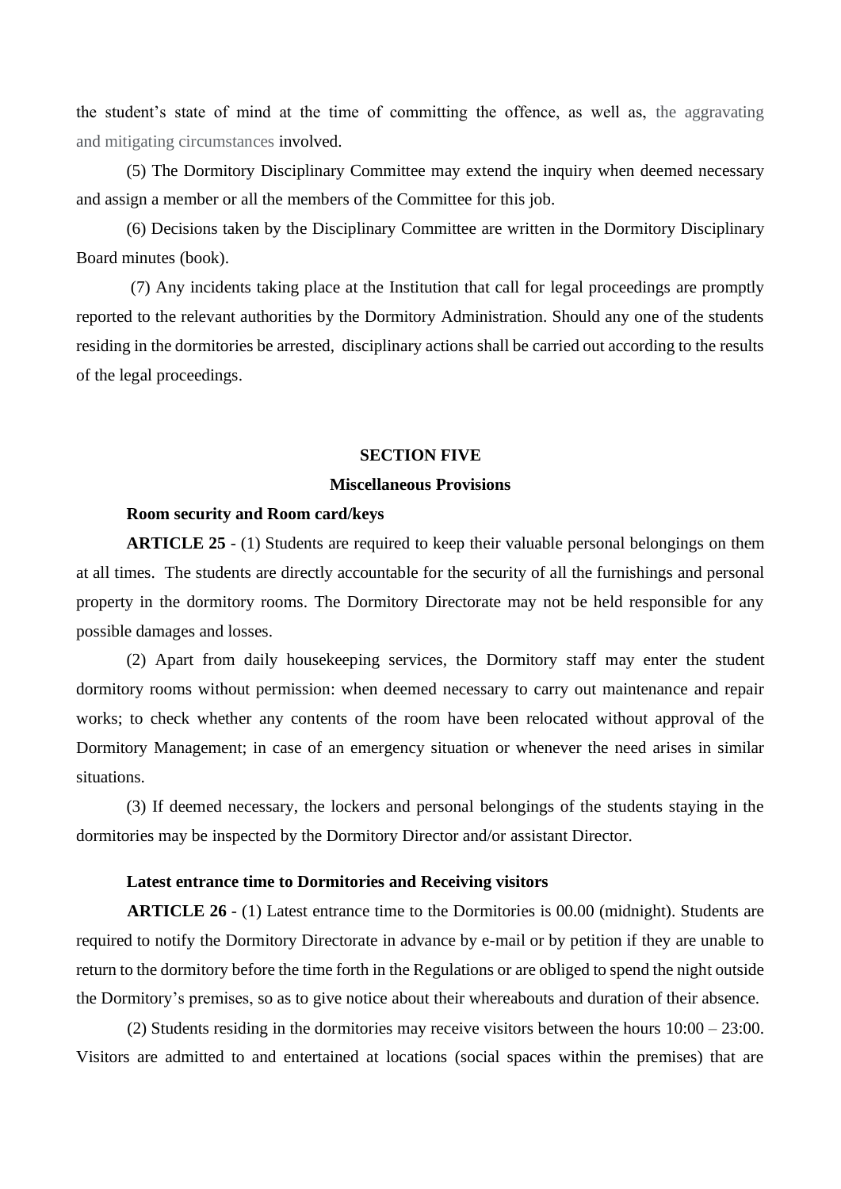the student's state of mind at the time of committing the offence, as well as, the aggravating and mitigating circumstances involved.

(5) The Dormitory Disciplinary Committee may extend the inquiry when deemed necessary and assign a member or all the members of the Committee for this job.

(6) Decisions taken by the Disciplinary Committee are written in the Dormitory Disciplinary Board minutes (book).

(7) Any incidents taking place at the Institution that call for legal proceedings are promptly reported to the relevant authorities by the Dormitory Administration. Should any one of the students residing in the dormitories be arrested, disciplinary actions shall be carried out according to the results of the legal proceedings.

## SECTION FIVE

## Miscellaneous Provisions

**Room security and Room card/keys**

**ARTICLE 25** - (1) Students are required to keep their valuable personal belongings on them at all times. The students are directly accountable for the security of all the furnishings and personal property in the dormitory rooms. The Dormitory Directorate may not be held responsible for any possible damages and losses.

(2) Apart from daily housekeeping services, the Dormitory staff may enter the student dormitory rooms without permission: when deemed necessary to carry out maintenance and repair works; to check whether any contents of the room have been relocated without approval of the Dormitory Management; in case of an emergency situation or whenever the need arises in similar situations.

(3) If deemed necessary, the lockers and personal belongings of the students staying in the dormitories may be inspected by the Dormitory Director and/or assistant Director.

**Latest entrance time to Dormitories and Receiving visitors**

**ARTICLE 26** - (1) Latest entrance time to the Dormitories is 00.00 (midnight). Students are required to notify the Dormitory Directorate in advance by e-mail or by petition if they are unable to return to the dormitory before the time forth in the Regulations or are obliged to spend the night outside the Dormitory's premises, so as to give notice about their whereabouts and duration of their absence.

(2) Students residing in the dormitories may receive visitors between the hours 10:00 – 23:00. Visitors are admitted to and entertained at locations (social spaces within the premises) that are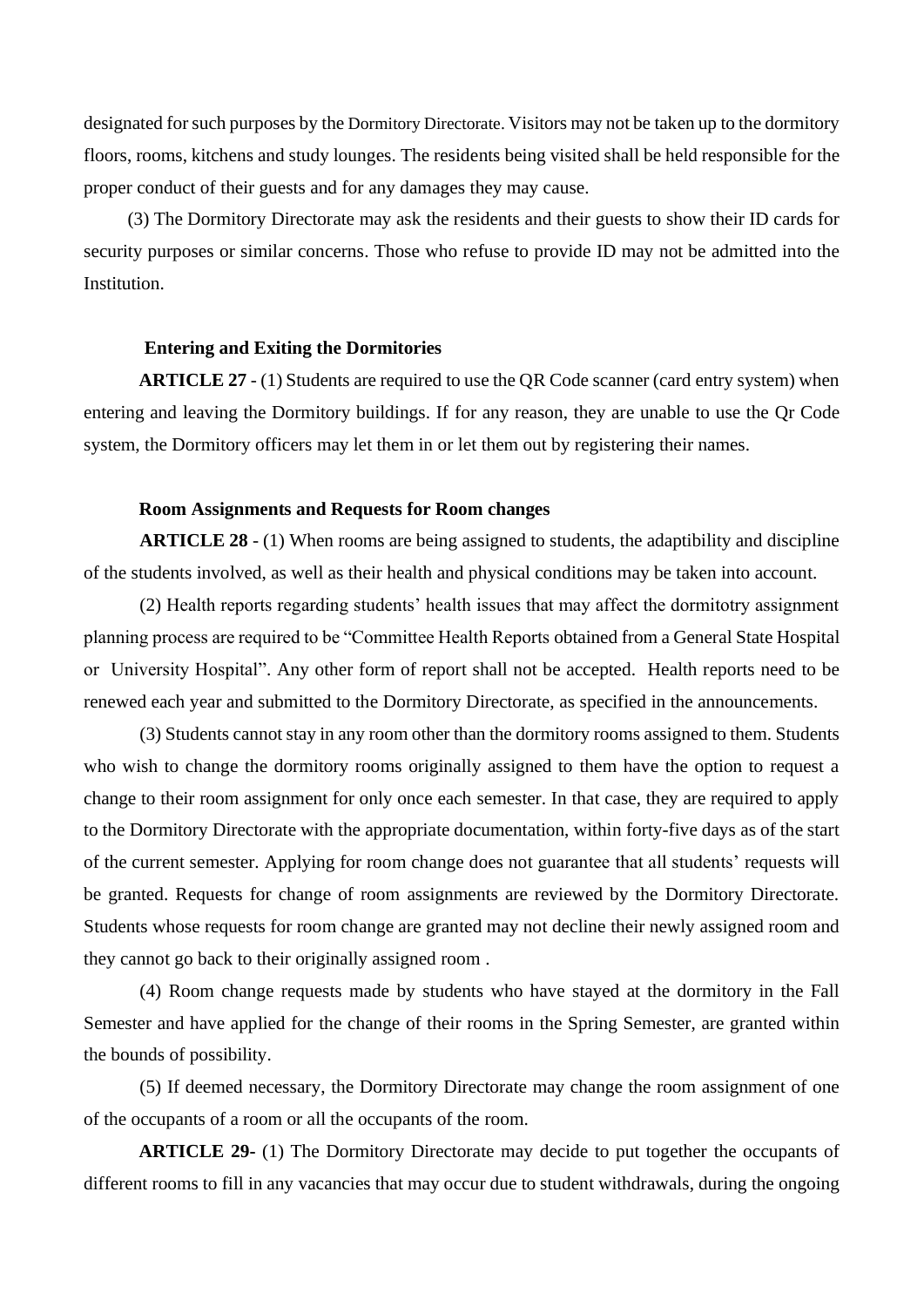designated for such purposes by the Dormitory Directorate. Visitors may not be taken up to the dormitory floors, rooms, kitchens and study lounges. The residents being visited shall be held responsible for the proper conduct of their guests and for any damages they may cause.

(3) The Dormitory Directorate may ask the residents and their guests to show their ID cards for security purposes or similar concerns. Those who refuse to provide ID may not be admitted into the Institution.

**Entering and Exiting the Dormitories**

**ARTICLE 27** - (1) Students are required to use the QR Code scanner (card entry system) when entering and leaving the Dormitory buildings. If for any reason, they are unable to use the Qr Code system, the Dormitory officers may let them in or let them out by registering their names.

**Room Assignments and Requests for Room changes**

**ARTICLE 28** - (1) When rooms are being assigned to students, the adaptibility and discipline of the students involved, as well as their health and physical conditions may be taken into account.

(2) Health reports regarding students' health issues that may affect the dormitotry assignment planning process are required to be "Committee Health Reports obtained from a General State Hospital or University Hospital". Any other form of report shall not be accepted. Health reports need to be renewed each year and submitted to the Dormitory Directorate, as specified in the announcements.

(3) Students cannot stay in any room other than the dormitory rooms assigned to them. Students who wish to change the dormitory rooms originally assigned to them have the option to request a change to their room assignment for only once each semester. In that case, they are required to apply to the Dormitory Directorate with the appropriate documentation, within forty-five days as of the start of the current semester. Applying for room change does not guarantee that all students' requests will be granted. Requests for change of room assignments are reviewed by the Dormitory Directorate. Students whose requests for room change are granted may not decline their newly assigned room and they cannot go back to their originally assigned room .

(4) Room change requests made by students who have stayed at the dormitory in the Fall Semester and have applied for the change of their rooms in the Spring Semester, are granted within the bounds of possibility.

(5) If deemed necessary, the Dormitory Directorate may change the room assignment of one of the occupants of a room or all the occupants of the room.

**ARTICLE 29**- (1) The Dormitory Directorate may decide to put together the occupants of different rooms to fill in any vacancies that may occur due to student withdrawals, during the ongoing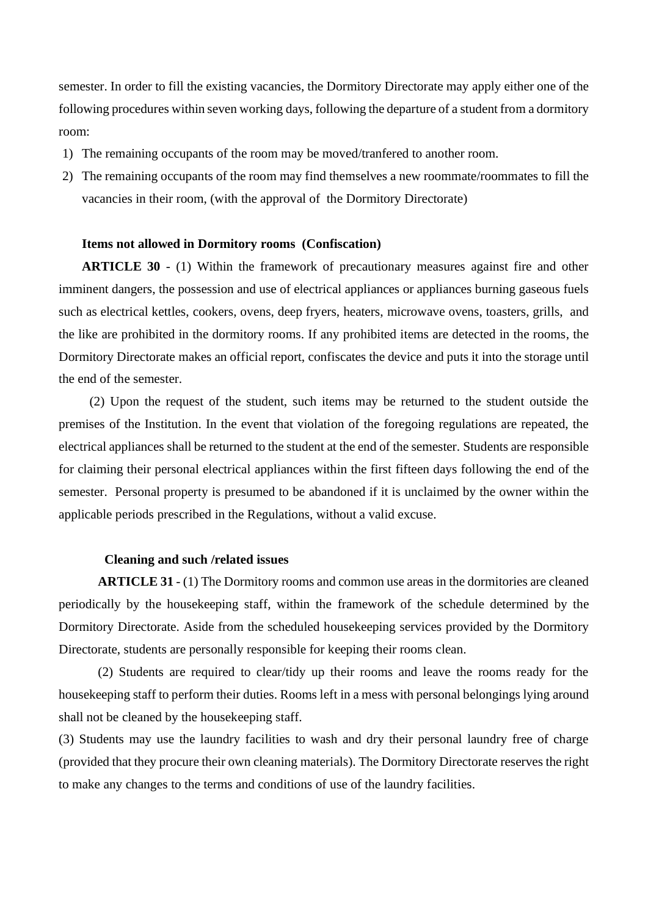semester. In order to fill the existing vacancies, the Dormitory Directorate may apply either one of the following procedures within seven working days, following the departure of a student from a dormitory room:

1) The remaining occupants of the room may be moved/tranfered to another room.
2) The remaining occupants of the room may find themselves a new roommate/roommates to fill the vacancies in their room, (with the approval of the Dormitory Directorate)

**Items not allowed in Dormitory rooms (Confiscation)**

**ARTICLE 30** - (1) Within the framework of precautionary measures against fire and other imminent dangers, the possession and use of electrical appliances or appliances burning gaseous fuels such as electrical kettles, cookers, ovens, deep fryers, heaters, microwave ovens, toasters, grills, and the like are prohibited in the dormitory rooms. If any prohibited items are detected in the rooms, the Dormitory Directorate makes an official report, confiscates the device and puts it into the storage until the end of the semester.

(2) Upon the request of the student, such items may be returned to the student outside the premises of the Institution. In the event that violation of the foregoing regulations are repeated, the electrical appliances shall be returned to the student at the end of the semester. Students are responsible for claiming their personal electrical appliances within the first fifteen days following the end of the semester. Personal property is presumed to be abandoned if it is unclaimed by the owner within the applicable periods prescribed in the Regulations, without a valid excuse.

**Cleaning and such /related issues**

**ARTICLE 31** - (1) The Dormitory rooms and common use areas in the dormitories are cleaned periodically by the housekeeping staff, within the framework of the schedule determined by the Dormitory Directorate. Aside from the scheduled housekeeping services provided by the Dormitory Directorate, students are personally responsible for keeping their rooms clean.

(2) Students are required to clear/tidy up their rooms and leave the rooms ready for the housekeeping staff to perform their duties. Rooms left in a mess with personal belongings lying around shall not be cleaned by the housekeeping staff.

(3) Students may use the laundry facilities to wash and dry their personal laundry free of charge (provided that they procure their own cleaning materials). The Dormitory Directorate reserves the right to make any changes to the terms and conditions of use of the laundry facilities.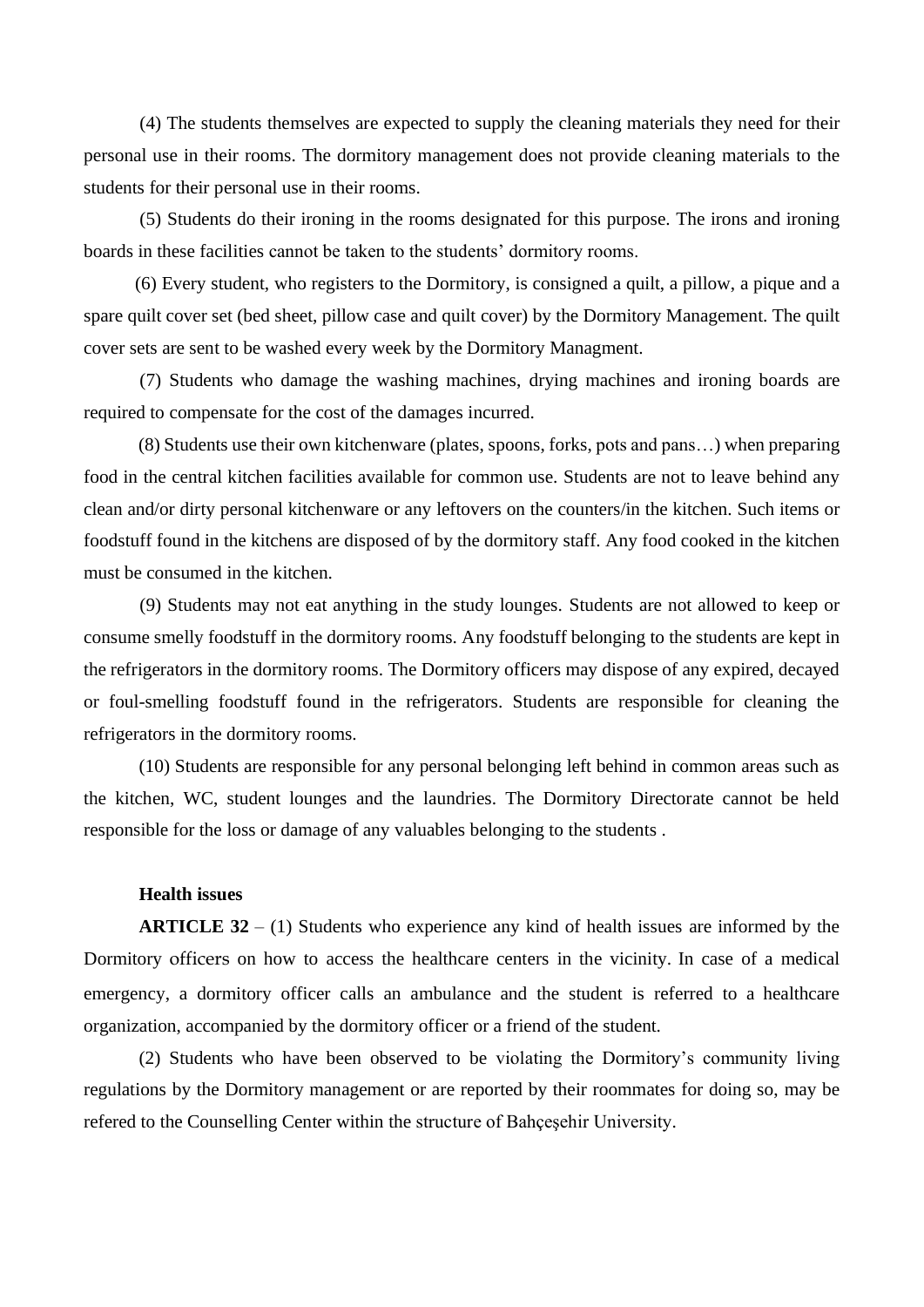(4) The students themselves are expected to supply the cleaning materials they need for their personal use in their rooms. The dormitory management does not provide cleaning materials to the students for their personal use in their rooms.

(5) Students do their ironing in the rooms designated for this purpose. The irons and ironing boards in these facilities cannot be taken to the students' dormitory rooms.

(6) Every student, who registers to the Dormitory, is consigned a quilt, a pillow, a pique and a spare quilt cover set (bed sheet, pillow case and quilt cover) by the Dormitory Management. The quilt cover sets are sent to be washed every week by the Dormitory Managment.

(7) Students who damage the washing machines, drying machines and ironing boards are required to compensate for the cost of the damages incurred.

(8) Students use their own kitchenware (plates, spoons, forks, pots and pans…) when preparing food in the central kitchen facilities available for common use. Students are not to leave behind any clean and/or dirty personal kitchenware or any leftovers on the counters/in the kitchen. Such items or foodstuff found in the kitchens are disposed of by the dormitory staff. Any food cooked in the kitchen must be consumed in the kitchen.

(9) Students may not eat anything in the study lounges. Students are not allowed to keep or consume smelly foodstuff in the dormitory rooms. Any foodstuff belonging to the students are kept in the refrigerators in the dormitory rooms. The Dormitory officers may dispose of any expired, decayed or foul-smelling foodstuff found in the refrigerators. Students are responsible for cleaning the refrigerators in the dormitory rooms.

(10) Students are responsible for any personal belonging left behind in common areas such as the kitchen, WC, student lounges and the laundries. The Dormitory Directorate cannot be held responsible for the loss or damage of any valuables belonging to the students .

**Health issues**

**ARTICLE 32** – (1) Students who experience any kind of health issues are informed by the Dormitory officers on how to access the healthcare centers in the vicinity. In case of a medical emergency, a dormitory officer calls an ambulance and the student is referred to a healthcare organization, accompanied by the dormitory officer or a friend of the student.

(2) Students who have been observed to be violating the Dormitory's community living regulations by the Dormitory management or are reported by their roommates for doing so, may be refered to the Counselling Center within the structure of Bahçeşehir University.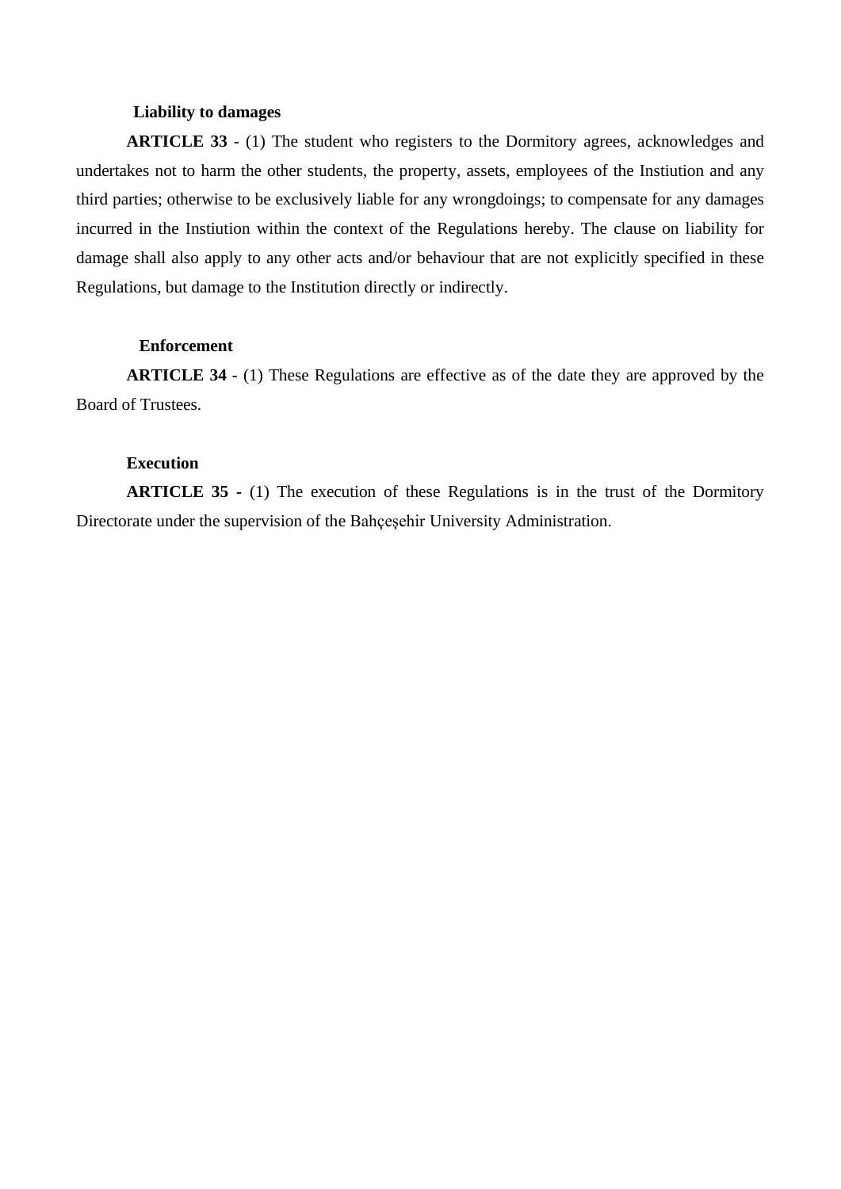**Liability to damages**

**ARTICLE 33** - (1) The student who registers to the Dormitory agrees, acknowledges and undertakes not to harm the other students, the property, assets, employees of the Instiution and any third parties; otherwise to be exclusively liable for any wrongdoings; to compensate for any damages incurred in the Instiution within the context of the Regulations hereby. The clause on liability for damage shall also apply to any other acts and/or behaviour that are not explicitly specified in these Regulations, but damage to the Institution directly or indirectly.

**Enforcement**

**ARTICLE 34** - (1) These Regulations are effective as of the date they are approved by the Board of Trustees.

**Execution**

**ARTICLE 35 -** (1) The execution of these Regulations is in the trust of the Dormitory Directorate under the supervision of the Bahçeşehir University Administration.